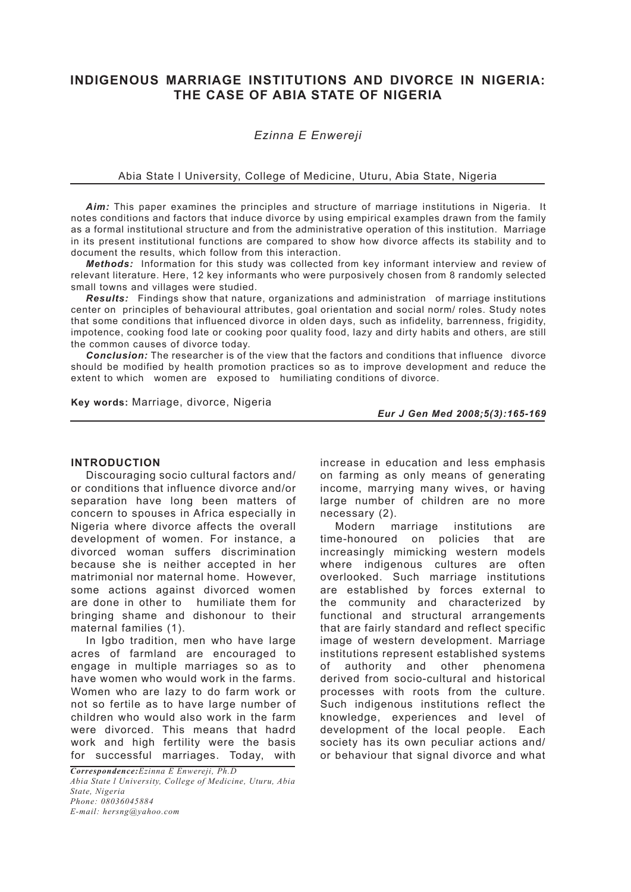# INDIGENOUS MARRIAGE INSTITUTIONS AND DIVORCE IN NIGERIA: THE CASE OF ABIA STATE OF NIGERIA

*Ezinna E Enwereji*

Abia State I University, College of Medicine, Uturu, Abia State, Nigeria

***Aim:*** This paper examines the principles and structure of marriage institutions in Nigeria. It notes conditions and factors that induce divorce by using empirical examples drawn from the family as a formal institutional structure and from the administrative operation of this institution. Marriage in its present institutional functions are compared to show how divorce affects its stability and to document the results, which follow from this interaction.

***Methods:*** Information for this study was collected from key informant interview and review of relevant literature. Here, 12 key informants who were purposively chosen from 8 randomly selected small towns and villages were studied.

***Results:*** Findings show that nature, organizations and administration of marriage institutions center on principles of behavioural attributes, goal orientation and social norm/ roles. Study notes that some conditions that influenced divorce in olden days, such as infidelity, barrenness, frigidity, impotence, cooking food late or cooking poor quality food, lazy and dirty habits and others, are still the common causes of divorce today.

***Conclusion:*** The researcher is of the view that the factors and conditions that influence divorce should be modified by health promotion practices so as to improve development and reduce the extent to which women are exposed to humiliating conditions of divorce.

**Key words:** Marriage, divorce, Nigeria

## INTRODUCTION

Discouraging socio cultural factors and/ or conditions that influence divorce and/or separation have long been matters of concern to spouses in Africa especially in Nigeria where divorce affects the overall development of women. For instance, a divorced woman suffers discrimination because she is neither accepted in her matrimonial nor maternal home. However, some actions against divorced women are done in other to humiliate them for bringing shame and dishonour to their maternal families (1).

In Igbo tradition, men who have large acres of farmland are encouraged to engage in multiple marriages so as to have women who would work in the farms. Women who are lazy to do farm work or not so fertile as to have large number of children who would also work in the farm were divorced. This means that hadrd work and high fertility were the basis for successful marriages. Today, with increase in education and less emphasis on farming as only means of generating income, marrying many wives, or having large number of children are no more necessary (2).

Modern marriage institutions are time-honoured on policies that are increasingly mimicking western models where indigenous cultures are often overlooked. Such marriage institutions are established by forces external to the community and characterized by functional and structural arrangements that are fairly standard and reflect specific image of western development. Marriage institutions represent established systems of authority and other phenomena derived from socio-cultural and historical processes with roots from the culture. Such indigenous institutions reflect the knowledge, experiences and level of development of the local people. Each society has its own peculiar actions and/ or behaviour that signal divorce and what

*Correspondence: Ezinna E Enwereji, Ph.D*
*Abia State l University, College of Medicine, Uturu, Abia State, Nigeria*
*Phone: 08036045884*
*E-mail: hersng@yahoo.com*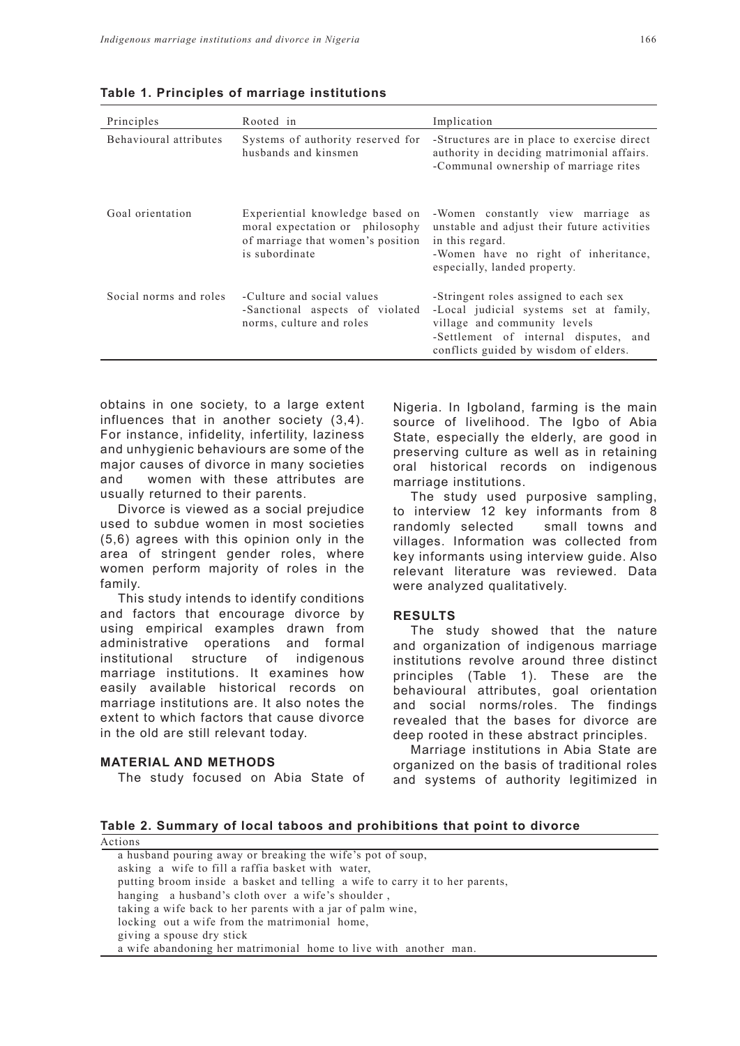**Table 1. Principles of marriage institutions**

| Principles | Rooted in | Implication |
|---|---|---|
| Behavioural attributes | Systems of authority reserved for husbands and kinsmen | -Structures are in place to exercise direct authority in deciding matrimonial affairs.<br>-Communal ownership of marriage rites |
| Goal orientation | Experiential knowledge based on moral expectation or philosophy of marriage that women's position is subordinate | -Women constantly view marriage as unstable and adjust their future activities in this regard.<br>-Women have no right of inheritance, especially, landed property. |
| Social norms and roles | -Culture and social values<br>-Sanctional aspects of violated norms, culture and roles | -Stringent roles assigned to each sex<br>-Local judicial systems set at family, village and community levels<br>-Settlement of internal disputes, and conflicts guided by wisdom of elders. |

obtains in one society, to a large extent influences that in another society (3,4). For instance, infidelity, infertility, laziness and unhygienic behaviours are some of the major causes of divorce in many societies and women with these attributes are usually returned to their parents.

Divorce is viewed as a social prejudice used to subdue women in most societies (5,6) agrees with this opinion only in the area of stringent gender roles, where women perform majority of roles in the family.

This study intends to identify conditions and factors that encourage divorce by using empirical examples drawn from administrative operations and formal institutional structure of indigenous marriage institutions. It examines how easily available historical records on marriage institutions are. It also notes the extent to which factors that cause divorce in the old are still relevant today.

## MATERIAL AND METHODS

The study focused on Abia State of Nigeria. In Igboland, farming is the main source of livelihood. The Igbo of Abia State, especially the elderly, are good in preserving culture as well as in retaining oral historical records on indigenous marriage institutions.

The study used purposive sampling, to interview 12 key informants from 8 randomly selected small towns and villages. Information was collected from key informants using interview guide. Also relevant literature was reviewed. Data were analyzed qualitatively.

## RESULTS

The study showed that the nature and organization of indigenous marriage institutions revolve around three distinct principles (Table 1). These are the behavioural attributes, goal orientation and social norms/roles. The findings revealed that the bases for divorce are deep rooted in these abstract principles.

Marriage institutions in Abia State are organized on the basis of traditional roles and systems of authority legitimized in

**Table 2. Summary of local taboos and prohibitions that point to divorce**

| Actions |
|---|
| a husband pouring away or breaking the wife's pot of soup, |
| asking a wife to fill a raffia basket with water, |
| putting broom inside a basket and telling a wife to carry it to her parents, |
| hanging a husband's cloth over a wife's shoulder , |
| taking a wife back to her parents with a jar of palm wine, |
| locking out a wife from the matrimonial home, |
| giving a spouse dry stick |
| a wife abandoning her matrimonial home to live with another man. |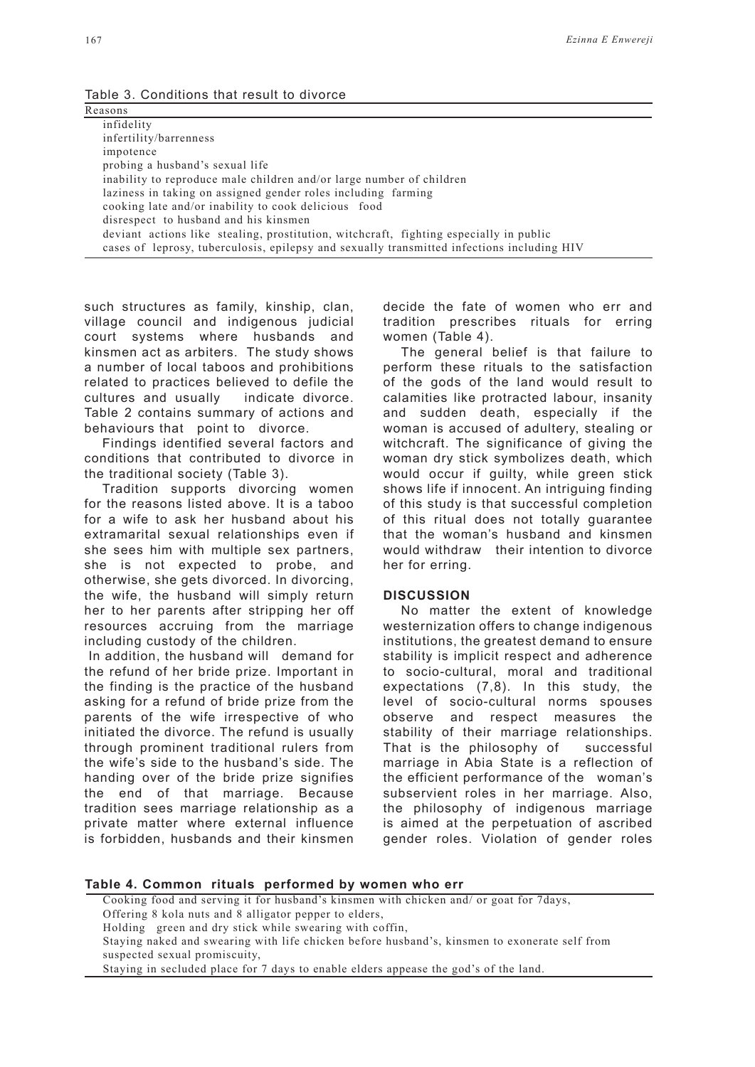Table 3. Conditions that result to divorce

| Reasons |
|---|
| infidelity |
| infertility/barrenness |
| impotence |
| probing a husband's sexual life |
| inability to reproduce male children and/or large number of children |
| laziness in taking on assigned gender roles including farming |
| cooking late and/or inability to cook delicious food |
| disrespect to husband and his kinsmen |
| deviant actions like stealing, prostitution, witchcraft, fighting especially in public |
| cases of leprosy, tuberculosis, epilepsy and sexually transmitted infections including HIV |

such structures as family, kinship, clan, village council and indigenous judicial court systems where husbands and kinsmen act as arbiters. The study shows a number of local taboos and prohibitions related to practices believed to defile the cultures and usually indicate divorce. Table 2 contains summary of actions and behaviours that point to divorce.

Findings identified several factors and conditions that contributed to divorce in the traditional society (Table 3).

Tradition supports divorcing women for the reasons listed above. It is a taboo for a wife to ask her husband about his extramarital sexual relationships even if she sees him with multiple sex partners, she is not expected to probe, and otherwise, she gets divorced. In divorcing, the wife, the husband will simply return her to her parents after stripping her off resources accruing from the marriage including custody of the children.

In addition, the husband will demand for the refund of her bride prize. Important in the finding is the practice of the husband asking for a refund of bride prize from the parents of the wife irrespective of who initiated the divorce. The refund is usually through prominent traditional rulers from the wife's side to the husband's side. The handing over of the bride prize signifies the end of that marriage. Because tradition sees marriage relationship as a private matter where external influence is forbidden, husbands and their kinsmen decide the fate of women who err and tradition prescribes rituals for erring women (Table 4).

The general belief is that failure to perform these rituals to the satisfaction of the gods of the land would result to calamities like protracted labour, insanity and sudden death, especially if the woman is accused of adultery, stealing or witchcraft. The significance of giving the woman dry stick symbolizes death, which would occur if guilty, while green stick shows life if innocent. An intriguing finding of this study is that successful completion of this ritual does not totally guarantee that the woman's husband and kinsmen would withdraw their intention to divorce her for erring.

## DISCUSSION

No matter the extent of knowledge westernization offers to change indigenous institutions, the greatest demand to ensure stability is implicit respect and adherence to socio-cultural, moral and traditional expectations (7,8). In this study, the level of socio-cultural norms spouses observe and respect measures the stability of their marriage relationships. That is the philosophy of successful marriage in Abia State is a reflection of the efficient performance of the woman's subservient roles in her marriage. Also, the philosophy of indigenous marriage is aimed at the perpetuation of ascribed gender roles. Violation of gender roles

**Table 4. Common rituals performed by women who err**

| |
|---|
| Cooking food and serving it for husband's kinsmen with chicken and/ or goat for 7days, |
| Offering 8 kola nuts and 8 alligator pepper to elders, |
| Holding green and dry stick while swearing with coffin, |
| Staying naked and swearing with life chicken before husband's, kinsmen to exonerate self from suspected sexual promiscuity, |
| Staying in secluded place for 7 days to enable elders appease the god's of the land. |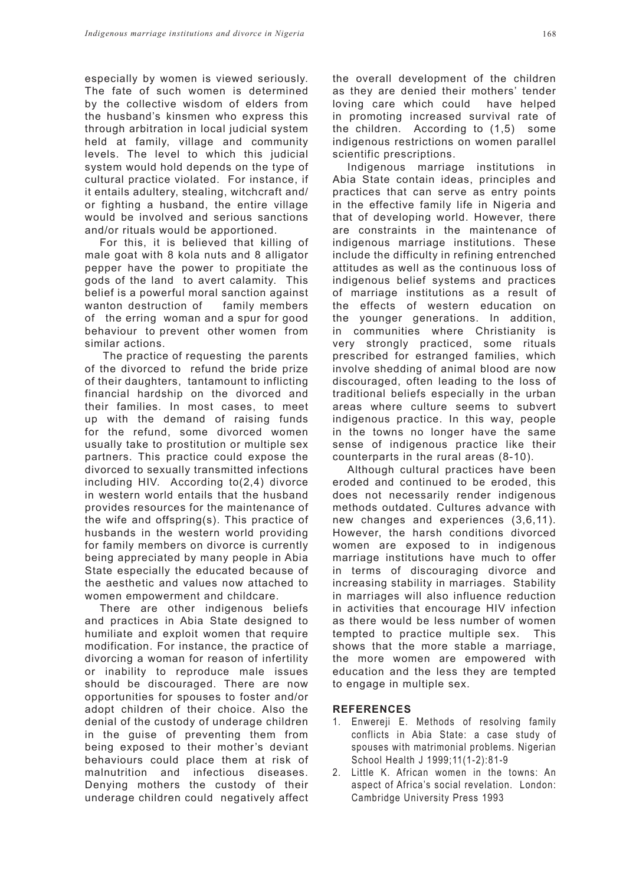especially by women is viewed seriously. The fate of such women is determined by the collective wisdom of elders from the husband's kinsmen who express this through arbitration in local judicial system held at family, village and community levels. The level to which this judicial system would hold depends on the type of cultural practice violated. For instance, if it entails adultery, stealing, witchcraft and/or fighting a husband, the entire village would be involved and serious sanctions and/or rituals would be apportioned.

For this, it is believed that killing of male goat with 8 kola nuts and 8 alligator pepper have the power to propitiate the gods of the land to avert calamity. This belief is a powerful moral sanction against wanton destruction of family members of the erring woman and a spur for good behaviour to prevent other women from similar actions.

The practice of requesting the parents of the divorced to refund the bride prize of their daughters, tantamount to inflicting financial hardship on the divorced and their families. In most cases, to meet up with the demand of raising funds for the refund, some divorced women usually take to prostitution or multiple sex partners. This practice could expose the divorced to sexually transmitted infections including HIV. According to(2,4) divorce in western world entails that the husband provides resources for the maintenance of the wife and offspring(s). This practice of husbands in the western world providing for family members on divorce is currently being appreciated by many people in Abia State especially the educated because of the aesthetic and values now attached to women empowerment and childcare.

There are other indigenous beliefs and practices in Abia State designed to humiliate and exploit women that require modification. For instance, the practice of divorcing a woman for reason of infertility or inability to reproduce male issues should be discouraged. There are now opportunities for spouses to foster and/or adopt children of their choice. Also the denial of the custody of underage children in the guise of preventing them from being exposed to their mother's deviant behaviours could place them at risk of malnutrition and infectious diseases. Denying mothers the custody of their underage children could negatively affect the overall development of the children as they are denied their mothers' tender loving care which could have helped in promoting increased survival rate of the children. According to (1,5) some indigenous restrictions on women parallel scientific prescriptions.

Indigenous marriage institutions in Abia State contain ideas, principles and practices that can serve as entry points in the effective family life in Nigeria and that of developing world. However, there are constraints in the maintenance of indigenous marriage institutions. These include the difficulty in refining entrenched attitudes as well as the continuous loss of indigenous belief systems and practices of marriage institutions as a result of the effects of western education on the younger generations. In addition, in communities where Christianity is very strongly practiced, some rituals prescribed for estranged families, which involve shedding of animal blood are now discouraged, often leading to the loss of traditional beliefs especially in the urban areas where culture seems to subvert indigenous practice. In this way, people in the towns no longer have the same sense of indigenous practice like their counterparts in the rural areas (8-10).

Although cultural practices have been eroded and continued to be eroded, this does not necessarily render indigenous methods outdated. Cultures advance with new changes and experiences (3,6,11). However, the harsh conditions divorced women are exposed to in indigenous marriage institutions have much to offer in terms of discouraging divorce and increasing stability in marriages. Stability in marriages will also influence reduction in activities that encourage HIV infection as there would be less number of women tempted to practice multiple sex. This shows that the more stable a marriage, the more women are empowered with education and the less they are tempted to engage in multiple sex.

## REFERENCES

1. Enwereji E. Methods of resolving family conflicts in Abia State: a case study of spouses with matrimonial problems. Nigerian School Health J 1999;11(1-2):81-9
2. Little K. African women in the towns: An aspect of Africa's social revelation. London: Cambridge University Press 1993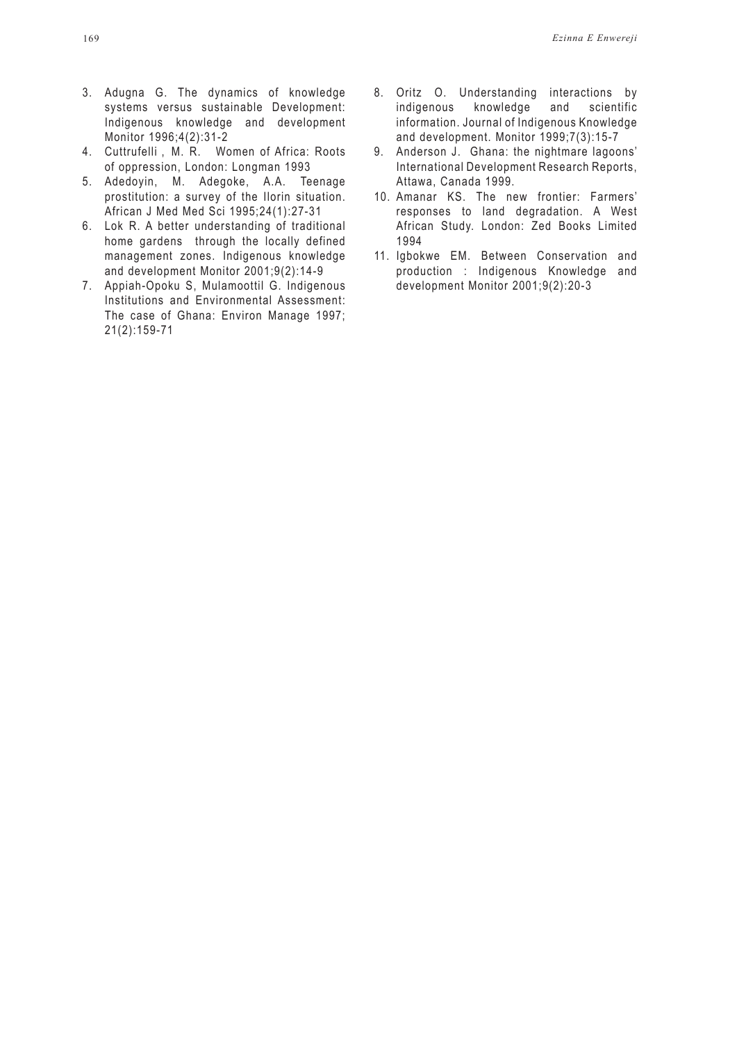3. Adugna G. The dynamics of knowledge systems versus sustainable Development: Indigenous knowledge and development Monitor 1996;4(2):31-2
4. Cuttrufelli , M. R. Women of Africa: Roots of oppression, London: Longman 1993
5. Adedoyin, M. Adegoke, A.A. Teenage prostitution: a survey of the Ilorin situation. African J Med Med Sci 1995;24(1):27-31
6. Lok R. A better understanding of traditional home gardens through the locally defined management zones. Indigenous knowledge and development Monitor 2001;9(2):14-9
7. Appiah-Opoku S, Mulamoottil G. Indigenous Institutions and Environmental Assessment: The case of Ghana: Environ Manage 1997; 21(2):159-71
8. Oritz O. Understanding interactions by indigenous knowledge and scientific information. Journal of Indigenous Knowledge and development. Monitor 1999;7(3):15-7
9. Anderson J. Ghana: the nightmare lagoons' International Development Research Reports, Attawa, Canada 1999.
10. Amanar KS. The new frontier: Farmers' responses to land degradation. A West African Study. London: Zed Books Limited 1994
11. Igbokwe EM. Between Conservation and production : Indigenous Knowledge and development Monitor 2001;9(2):20-3